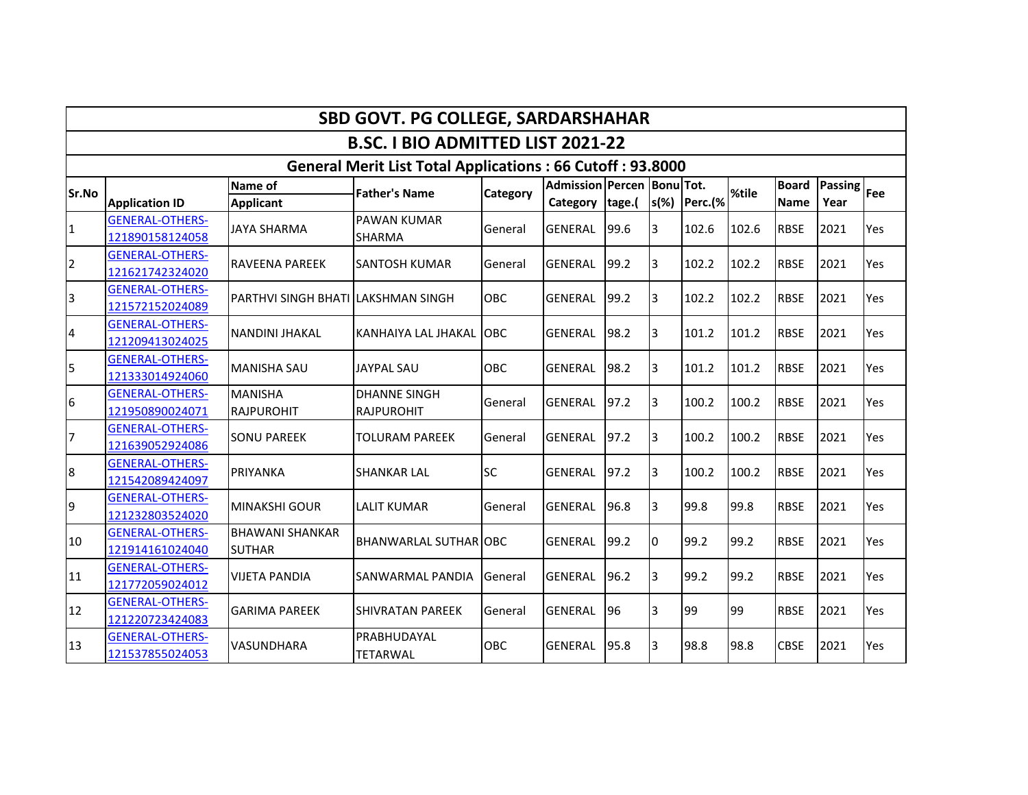# SBD GOVT. PG COLLEGE, SARDARSHAHAR

## B.SC. I BIO ADMITTED LIST 2021-22

### General Merit List Total Applications : 66 Cutoff : 93.8000

| Sr.No | Application ID | Name of Applicant | Father's Name | Category | Admission Category | Percentage.( | Bonus(%) | Tot. Perc.(% | %tile | Board Name | Passing Year | Fee |
|---|---|---|---|---|---|---|---|---|---|---|---|---|
| 1 | GENERAL-OTHERS-121890158124058 | JAYA SHARMA | PAWAN KUMAR SHARMA | General | GENERAL | 99.6 | 3 | 102.6 | 102.6 | RBSE | 2021 | Yes |
| 2 | GENERAL-OTHERS-121621742324020 | RAVEENA PAREEK | SANTOSH KUMAR | General | GENERAL | 99.2 | 3 | 102.2 | 102.2 | RBSE | 2021 | Yes |
| 3 | GENERAL-OTHERS-121572152024089 | PARTHVI SINGH BHATI | LAKSHMAN SINGH | OBC | GENERAL | 99.2 | 3 | 102.2 | 102.2 | RBSE | 2021 | Yes |
| 4 | GENERAL-OTHERS-121209413024025 | NANDINI JHAKAL | KANHAIYA LAL JHAKAL | OBC | GENERAL | 98.2 | 3 | 101.2 | 101.2 | RBSE | 2021 | Yes |
| 5 | GENERAL-OTHERS-121333014924060 | MANISHA SAU | JAYPAL SAU | OBC | GENERAL | 98.2 | 3 | 101.2 | 101.2 | RBSE | 2021 | Yes |
| 6 | GENERAL-OTHERS-121950890024071 | MANISHA RAJPUROHIT | DHANNE SINGH RAJPUROHIT | General | GENERAL | 97.2 | 3 | 100.2 | 100.2 | RBSE | 2021 | Yes |
| 7 | GENERAL-OTHERS-121639052924086 | SONU PAREEK | TOLURAM PAREEK | General | GENERAL | 97.2 | 3 | 100.2 | 100.2 | RBSE | 2021 | Yes |
| 8 | GENERAL-OTHERS-121542089424097 | PRIYANKA | SHANKAR LAL | SC | GENERAL | 97.2 | 3 | 100.2 | 100.2 | RBSE | 2021 | Yes |
| 9 | GENERAL-OTHERS-121232803524020 | MINAKSHI GOUR | LALIT KUMAR | General | GENERAL | 96.8 | 3 | 99.8 | 99.8 | RBSE | 2021 | Yes |
| 10 | GENERAL-OTHERS-121914161024040 | BHAWANI SHANKAR SUTHAR | BHANWARLAL SUTHAR | OBC | GENERAL | 99.2 | 0 | 99.2 | 99.2 | RBSE | 2021 | Yes |
| 11 | GENERAL-OTHERS-121772059024012 | VIJETA PANDIA | SANWARMAL PANDIA | General | GENERAL | 96.2 | 3 | 99.2 | 99.2 | RBSE | 2021 | Yes |
| 12 | GENERAL-OTHERS-121220723424083 | GARIMA PAREEK | SHIVRATAN PAREEK | General | GENERAL | 96 | 3 | 99 | 99 | RBSE | 2021 | Yes |
| 13 | GENERAL-OTHERS-121537855024053 | VASUNDHARA | PRABHUDAYAL TETARWAL | OBC | GENERAL | 95.8 | 3 | 98.8 | 98.8 | CBSE | 2021 | Yes |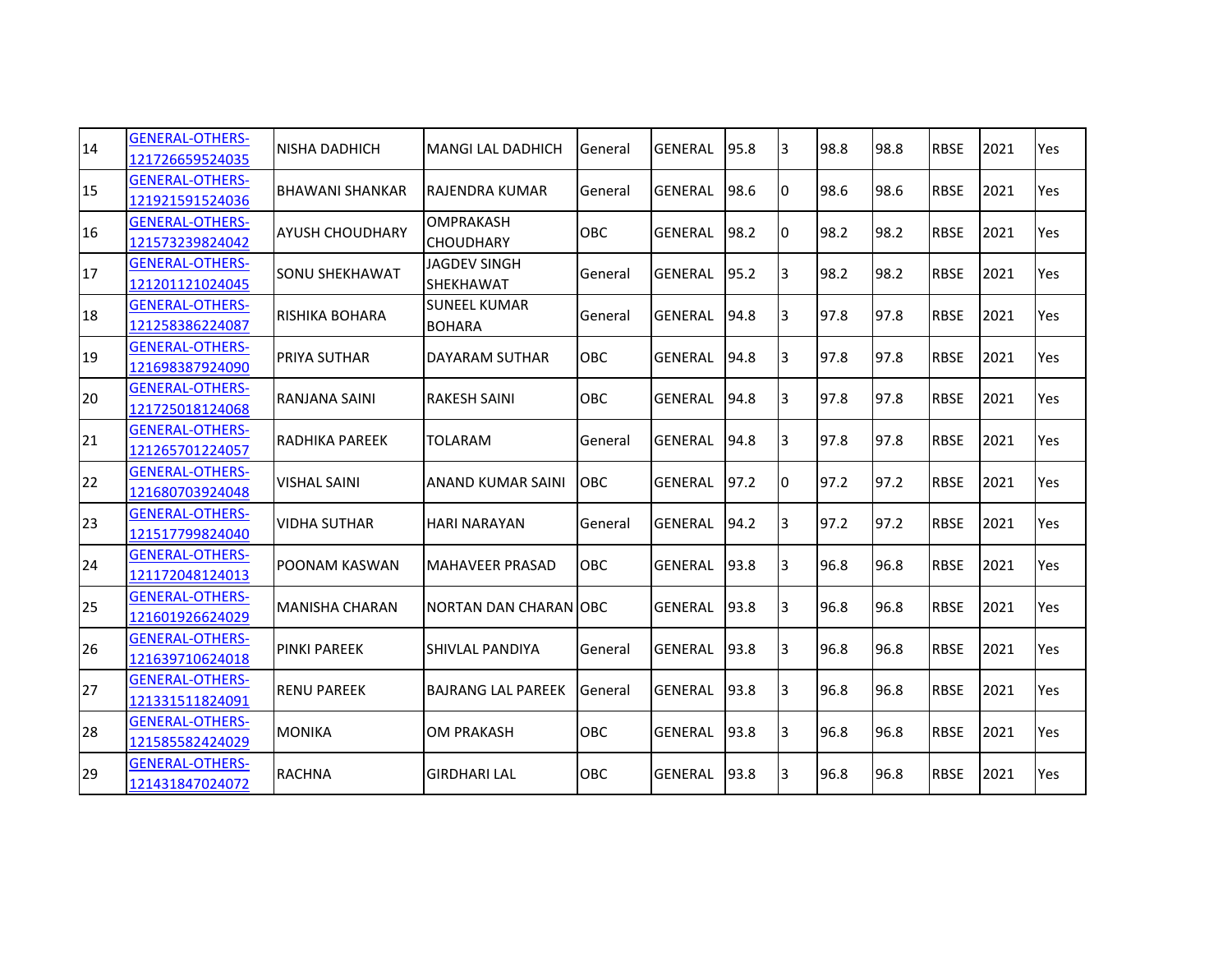| 14 | GENERAL-OTHERS-121726659524035 | NISHA DADHICH | MANGI LAL DADHICH | General | GENERAL | 95.8 | 3 | 98.8 | 98.8 | RBSE | 2021 | Yes |
|---|---|---|---|---|---|---|---|---|---|---|---|---|
| 15 | GENERAL-OTHERS-121921591524036 | BHAWANI SHANKAR | RAJENDRA KUMAR | General | GENERAL | 98.6 | 0 | 98.6 | 98.6 | RBSE | 2021 | Yes |
| 16 | GENERAL-OTHERS-121573239824042 | AYUSH CHOUDHARY | OMPRAKASH CHOUDHARY | OBC | GENERAL | 98.2 | 0 | 98.2 | 98.2 | RBSE | 2021 | Yes |
| 17 | GENERAL-OTHERS-121201121024045 | SONU SHEKHAWAT | JAGDEV SINGH SHEKHAWAT | General | GENERAL | 95.2 | 3 | 98.2 | 98.2 | RBSE | 2021 | Yes |
| 18 | GENERAL-OTHERS-121258386224087 | RISHIKA BOHARA | SUNEEL KUMAR BOHARA | General | GENERAL | 94.8 | 3 | 97.8 | 97.8 | RBSE | 2021 | Yes |
| 19 | GENERAL-OTHERS-121698387924090 | PRIYA SUTHAR | DAYARAM SUTHAR | OBC | GENERAL | 94.8 | 3 | 97.8 | 97.8 | RBSE | 2021 | Yes |
| 20 | GENERAL-OTHERS-121725018124068 | RANJANA SAINI | RAKESH SAINI | OBC | GENERAL | 94.8 | 3 | 97.8 | 97.8 | RBSE | 2021 | Yes |
| 21 | GENERAL-OTHERS-121265701224057 | RADHIKA PAREEK | TOLARAM | General | GENERAL | 94.8 | 3 | 97.8 | 97.8 | RBSE | 2021 | Yes |
| 22 | GENERAL-OTHERS-121680703924048 | VISHAL SAINI | ANAND KUMAR SAINI | OBC | GENERAL | 97.2 | 0 | 97.2 | 97.2 | RBSE | 2021 | Yes |
| 23 | GENERAL-OTHERS-121517799824040 | VIDHA SUTHAR | HARI NARAYAN | General | GENERAL | 94.2 | 3 | 97.2 | 97.2 | RBSE | 2021 | Yes |
| 24 | GENERAL-OTHERS-121172048124013 | POONAM KASWAN | MAHAVEER PRASAD | OBC | GENERAL | 93.8 | 3 | 96.8 | 96.8 | RBSE | 2021 | Yes |
| 25 | GENERAL-OTHERS-121601926624029 | MANISHA CHARAN | NORTAN DAN CHARAN | OBC | GENERAL | 93.8 | 3 | 96.8 | 96.8 | RBSE | 2021 | Yes |
| 26 | GENERAL-OTHERS-121639710624018 | PINKI PAREEK | SHIVLAL PANDIYA | General | GENERAL | 93.8 | 3 | 96.8 | 96.8 | RBSE | 2021 | Yes |
| 27 | GENERAL-OTHERS-121331511824091 | RENU PAREEK | BAJRANG LAL PAREEK | General | GENERAL | 93.8 | 3 | 96.8 | 96.8 | RBSE | 2021 | Yes |
| 28 | GENERAL-OTHERS-121585582424029 | MONIKA | OM PRAKASH | OBC | GENERAL | 93.8 | 3 | 96.8 | 96.8 | RBSE | 2021 | Yes |
| 29 | GENERAL-OTHERS-121431847024072 | RACHNA | GIRDHARI LAL | OBC | GENERAL | 93.8 | 3 | 96.8 | 96.8 | RBSE | 2021 | Yes |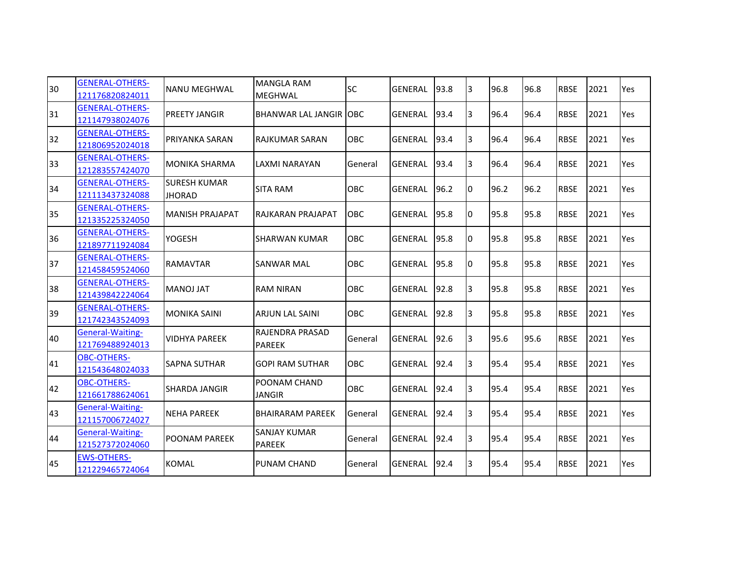| 30 | GENERAL-OTHERS-121176820824011 | NANU MEGHWAL | MANGLA RAM MEGHWAL | SC | GENERAL | 93.8 | 3 | 96.8 | 96.8 | RBSE | 2021 | Yes |
|---|---|---|---|---|---|---|---|---|---|---|---|---|
| 31 | GENERAL-OTHERS-121147938024076 | PREETY JANGIR | BHANWAR LAL JANGIR | OBC | GENERAL | 93.4 | 3 | 96.4 | 96.4 | RBSE | 2021 | Yes |
| 32 | GENERAL-OTHERS-121806952024018 | PRIYANKA SARAN | RAJKUMAR SARAN | OBC | GENERAL | 93.4 | 3 | 96.4 | 96.4 | RBSE | 2021 | Yes |
| 33 | GENERAL-OTHERS-121283557424070 | MONIKA SHARMA | LAXMI NARAYAN | General | GENERAL | 93.4 | 3 | 96.4 | 96.4 | RBSE | 2021 | Yes |
| 34 | GENERAL-OTHERS-121113437324088 | SURESH KUMAR JHORAD | SITA RAM | OBC | GENERAL | 96.2 | 0 | 96.2 | 96.2 | RBSE | 2021 | Yes |
| 35 | GENERAL-OTHERS-121335225324050 | MANISH PRAJAPAT | RAJKARAN PRAJAPAT | OBC | GENERAL | 95.8 | 0 | 95.8 | 95.8 | RBSE | 2021 | Yes |
| 36 | GENERAL-OTHERS-121897711924084 | YOGESH | SHARWAN KUMAR | OBC | GENERAL | 95.8 | 0 | 95.8 | 95.8 | RBSE | 2021 | Yes |
| 37 | GENERAL-OTHERS-121458459524060 | RAMAVTAR | SANWAR MAL | OBC | GENERAL | 95.8 | 0 | 95.8 | 95.8 | RBSE | 2021 | Yes |
| 38 | GENERAL-OTHERS-121439842224064 | MANOJ JAT | RAM NIRAN | OBC | GENERAL | 92.8 | 3 | 95.8 | 95.8 | RBSE | 2021 | Yes |
| 39 | GENERAL-OTHERS-121742343524093 | MONIKA SAINI | ARJUN LAL SAINI | OBC | GENERAL | 92.8 | 3 | 95.8 | 95.8 | RBSE | 2021 | Yes |
| 40 | General-Waiting-121769488924013 | VIDHYA PAREEK | RAJENDRA PRASAD PAREEK | General | GENERAL | 92.6 | 3 | 95.6 | 95.6 | RBSE | 2021 | Yes |
| 41 | OBC-OTHERS-121543648024033 | SAPNA SUTHAR | GOPI RAM SUTHAR | OBC | GENERAL | 92.4 | 3 | 95.4 | 95.4 | RBSE | 2021 | Yes |
| 42 | OBC-OTHERS-121661788624061 | SHARDA JANGIR | POONAM CHAND JANGIR | OBC | GENERAL | 92.4 | 3 | 95.4 | 95.4 | RBSE | 2021 | Yes |
| 43 | General-Waiting-121157006724027 | NEHA PAREEK | BHAIRARAM PAREEK | General | GENERAL | 92.4 | 3 | 95.4 | 95.4 | RBSE | 2021 | Yes |
| 44 | General-Waiting-121527372024060 | POONAM PAREEK | SANJAY KUMAR PAREEK | General | GENERAL | 92.4 | 3 | 95.4 | 95.4 | RBSE | 2021 | Yes |
| 45 | EWS-OTHERS-121229465724064 | KOMAL | PUNAM CHAND | General | GENERAL | 92.4 | 3 | 95.4 | 95.4 | RBSE | 2021 | Yes |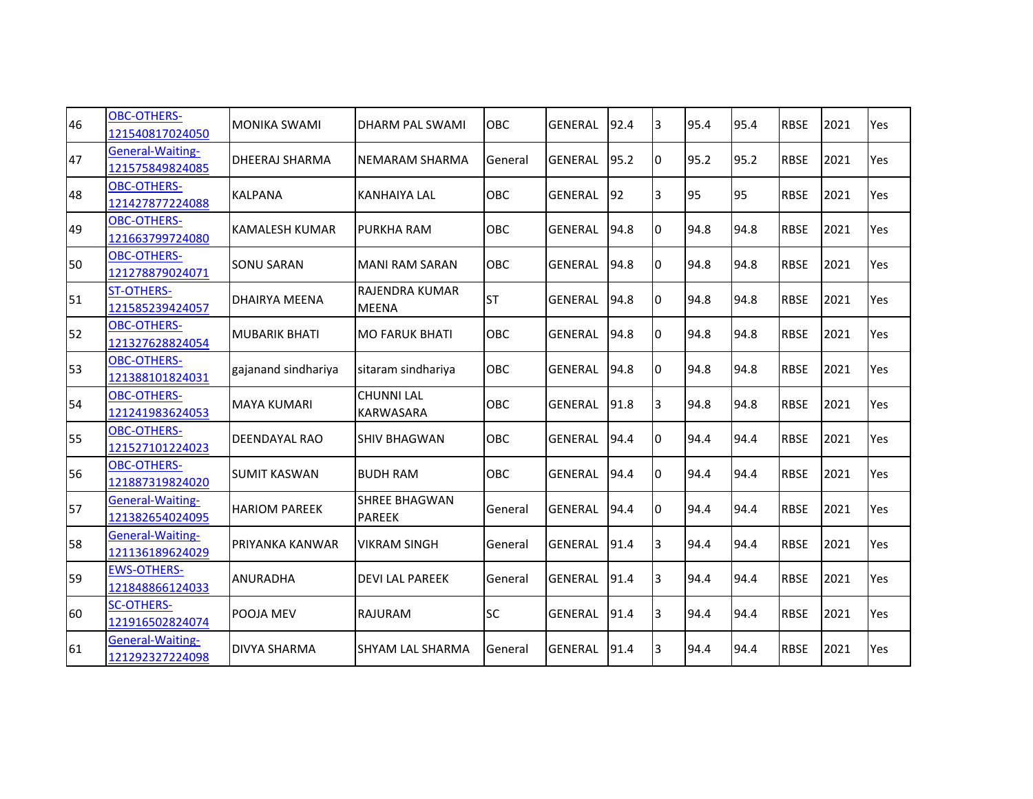| 46 | OBC-OTHERS-121540817024050 | MONIKA SWAMI | DHARM PAL SWAMI | OBC | GENERAL | 92.4 | 3 | 95.4 | 95.4 | RBSE | 2021 | Yes |
|---|---|---|---|---|---|---|---|---|---|---|---|---|
| 47 | General-Waiting-121575849824085 | DHEERAJ SHARMA | NEMARAM SHARMA | General | GENERAL | 95.2 | 0 | 95.2 | 95.2 | RBSE | 2021 | Yes |
| 48 | OBC-OTHERS-121427877224088 | KALPANA | KANHAIYA LAL | OBC | GENERAL | 92 | 3 | 95 | 95 | RBSE | 2021 | Yes |
| 49 | OBC-OTHERS-121663799724080 | KAMALESH KUMAR | PURKHA RAM | OBC | GENERAL | 94.8 | 0 | 94.8 | 94.8 | RBSE | 2021 | Yes |
| 50 | OBC-OTHERS-121278879024071 | SONU SARAN | MANI RAM SARAN | OBC | GENERAL | 94.8 | 0 | 94.8 | 94.8 | RBSE | 2021 | Yes |
| 51 | ST-OTHERS-121585239424057 | DHAIRYA MEENA | RAJENDRA KUMAR MEENA | ST | GENERAL | 94.8 | 0 | 94.8 | 94.8 | RBSE | 2021 | Yes |
| 52 | OBC-OTHERS-121327628824054 | MUBARIK BHATI | MO FARUK BHATI | OBC | GENERAL | 94.8 | 0 | 94.8 | 94.8 | RBSE | 2021 | Yes |
| 53 | OBC-OTHERS-121388101824031 | gajanand sindhariya | sitaram sindhariya | OBC | GENERAL | 94.8 | 0 | 94.8 | 94.8 | RBSE | 2021 | Yes |
| 54 | OBC-OTHERS-121241983624053 | MAYA KUMARI | CHUNNI LAL KARWASARA | OBC | GENERAL | 91.8 | 3 | 94.8 | 94.8 | RBSE | 2021 | Yes |
| 55 | OBC-OTHERS-121527101224023 | DEENDAYAL RAO | SHIV BHAGWAN | OBC | GENERAL | 94.4 | 0 | 94.4 | 94.4 | RBSE | 2021 | Yes |
| 56 | OBC-OTHERS-121887319824020 | SUMIT KASWAN | BUDH RAM | OBC | GENERAL | 94.4 | 0 | 94.4 | 94.4 | RBSE | 2021 | Yes |
| 57 | General-Waiting-121382654024095 | HARIOM PAREEK | SHREE BHAGWAN PAREEK | General | GENERAL | 94.4 | 0 | 94.4 | 94.4 | RBSE | 2021 | Yes |
| 58 | General-Waiting-121136189624029 | PRIYANKA KANWAR | VIKRAM SINGH | General | GENERAL | 91.4 | 3 | 94.4 | 94.4 | RBSE | 2021 | Yes |
| 59 | EWS-OTHERS-121848866124033 | ANURADHA | DEVI LAL PAREEK | General | GENERAL | 91.4 | 3 | 94.4 | 94.4 | RBSE | 2021 | Yes |
| 60 | SC-OTHERS-121916502824074 | POOJA MEV | RAJURAM | SC | GENERAL | 91.4 | 3 | 94.4 | 94.4 | RBSE | 2021 | Yes |
| 61 | General-Waiting-121292327224098 | DIVYA SHARMA | SHYAM LAL SHARMA | General | GENERAL | 91.4 | 3 | 94.4 | 94.4 | RBSE | 2021 | Yes |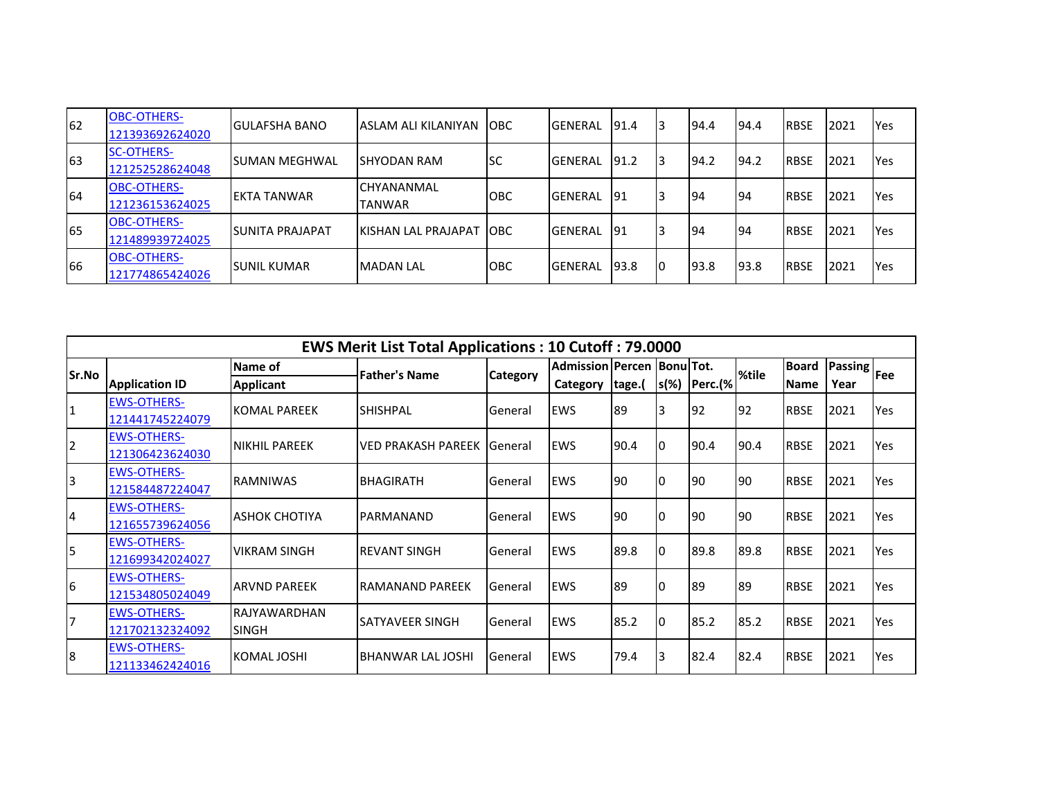| 62 | OBC-OTHERS-121393692624020 | GULAFSHA BANO | ASLAM ALI KILANIYAN | OBC | GENERAL | 91.4 | 3 | 94.4 | 94.4 | RBSE | 2021 | Yes |
|---|---|---|---|---|---|---|---|---|---|---|---|---|
| 63 | SC-OTHERS-121252528624048 | SUMAN MEGHWAL | SHYODAN RAM | SC | GENERAL | 91.2 | 3 | 94.2 | 94.2 | RBSE | 2021 | Yes |
| 64 | OBC-OTHERS-121236153624025 | EKTA TANWAR | CHYANANMAL TANWAR | OBC | GENERAL | 91 | 3 | 94 | 94 | RBSE | 2021 | Yes |
| 65 | OBC-OTHERS-121489939724025 | SUNITA PRAJAPAT | KISHAN LAL PRAJAPAT | OBC | GENERAL | 91 | 3 | 94 | 94 | RBSE | 2021 | Yes |
| 66 | OBC-OTHERS-121774865424026 | SUNIL KUMAR | MADAN LAL | OBC | GENERAL | 93.8 | 0 | 93.8 | 93.8 | RBSE | 2021 | Yes |

**EWS Merit List Total Applications : 10 Cutoff : 79.0000**

| Sr.No | Application ID | Name of Applicant | Father's Name | Category | Admission Category | Percentage.( | Bonus(%) | Tot. Perc.(% | %tile | Board Name | Passing Year | Fee |
|---|---|---|---|---|---|---|---|---|---|---|---|---|
| 1 | EWS-OTHERS-121441745224079 | KOMAL PAREEK | SHISHPAL | General | EWS | 89 | 3 | 92 | 92 | RBSE | 2021 | Yes |
| 2 | EWS-OTHERS-121306423624030 | NIKHIL PAREEK | VED PRAKASH PAREEK | General | EWS | 90.4 | 0 | 90.4 | 90.4 | RBSE | 2021 | Yes |
| 3 | EWS-OTHERS-121584487224047 | RAMNIWAS | BHAGIRATH | General | EWS | 90 | 0 | 90 | 90 | RBSE | 2021 | Yes |
| 4 | EWS-OTHERS-121655739624056 | ASHOK CHOTIYA | PARMANAND | General | EWS | 90 | 0 | 90 | 90 | RBSE | 2021 | Yes |
| 5 | EWS-OTHERS-121699342024027 | VIKRAM SINGH | REVANT SINGH | General | EWS | 89.8 | 0 | 89.8 | 89.8 | RBSE | 2021 | Yes |
| 6 | EWS-OTHERS-121534805024049 | ARVND PAREEK | RAMANAND PAREEK | General | EWS | 89 | 0 | 89 | 89 | RBSE | 2021 | Yes |
| 7 | EWS-OTHERS-121702132324092 | RAJYAWARDHAN SINGH | SATYAVEER SINGH | General | EWS | 85.2 | 0 | 85.2 | 85.2 | RBSE | 2021 | Yes |
| 8 | EWS-OTHERS-121133462424016 | KOMAL JOSHI | BHANWAR LAL JOSHI | General | EWS | 79.4 | 3 | 82.4 | 82.4 | RBSE | 2021 | Yes |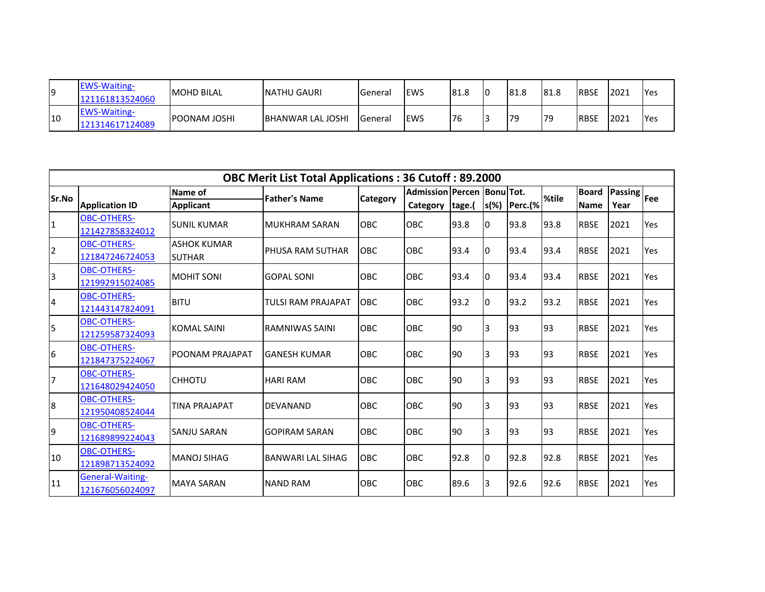| 9 | EWS-Waiting-121161813524060 | MOHD BILAL | NATHU GAURI | General | EWS | 81.8 | 0 | 81.8 | 81.8 | RBSE | 2021 | Yes |
|---|---|---|---|---|---|---|---|---|---|---|---|---|
| 10 | EWS-Waiting-121314617124089 | POONAM JOSHI | BHANWAR LAL JOSHI | General | EWS | 76 | 3 | 79 | 79 | RBSE | 2021 | Yes |

## OBC Merit List Total Applications : 36 Cutoff : 89.2000

| Sr.No | Application ID | Name of Applicant | Father's Name | Category | Admission Category | Percentage.( | Bonus(%) | Tot. Perc.(% | %tile | Board Name | Passing Year | Fee |
|---|---|---|---|---|---|---|---|---|---|---|---|---|
| 1 | OBC-OTHERS-121427858324012 | SUNIL KUMAR | MUKHRAM SARAN | OBC | OBC | 93.8 | 0 | 93.8 | 93.8 | RBSE | 2021 | Yes |
| 2 | OBC-OTHERS-121847246724053 | ASHOK KUMAR SUTHAR | PHUSA RAM SUTHAR | OBC | OBC | 93.4 | 0 | 93.4 | 93.4 | RBSE | 2021 | Yes |
| 3 | OBC-OTHERS-121992915024085 | MOHIT SONI | GOPAL SONI | OBC | OBC | 93.4 | 0 | 93.4 | 93.4 | RBSE | 2021 | Yes |
| 4 | OBC-OTHERS-121443147824091 | BITU | TULSI RAM PRAJAPAT | OBC | OBC | 93.2 | 0 | 93.2 | 93.2 | RBSE | 2021 | Yes |
| 5 | OBC-OTHERS-121259587324093 | KOMAL SAINI | RAMNIWAS SAINI | OBC | OBC | 90 | 3 | 93 | 93 | RBSE | 2021 | Yes |
| 6 | OBC-OTHERS-121847375224067 | POONAM PRAJAPAT | GANESH KUMAR | OBC | OBC | 90 | 3 | 93 | 93 | RBSE | 2021 | Yes |
| 7 | OBC-OTHERS-121648029424050 | CHHOTU | HARI RAM | OBC | OBC | 90 | 3 | 93 | 93 | RBSE | 2021 | Yes |
| 8 | OBC-OTHERS-121950408524044 | TINA PRAJAPAT | DEVANAND | OBC | OBC | 90 | 3 | 93 | 93 | RBSE | 2021 | Yes |
| 9 | OBC-OTHERS-121689899224043 | SANJU SARAN | GOPIRAM SARAN | OBC | OBC | 90 | 3 | 93 | 93 | RBSE | 2021 | Yes |
| 10 | OBC-OTHERS-121898713524092 | MANOJ SIHAG | BANWARI LAL SIHAG | OBC | OBC | 92.8 | 0 | 92.8 | 92.8 | RBSE | 2021 | Yes |
| 11 | General-Waiting-121676056024097 | MAYA SARAN | NAND RAM | OBC | OBC | 89.6 | 3 | 92.6 | 92.6 | RBSE | 2021 | Yes |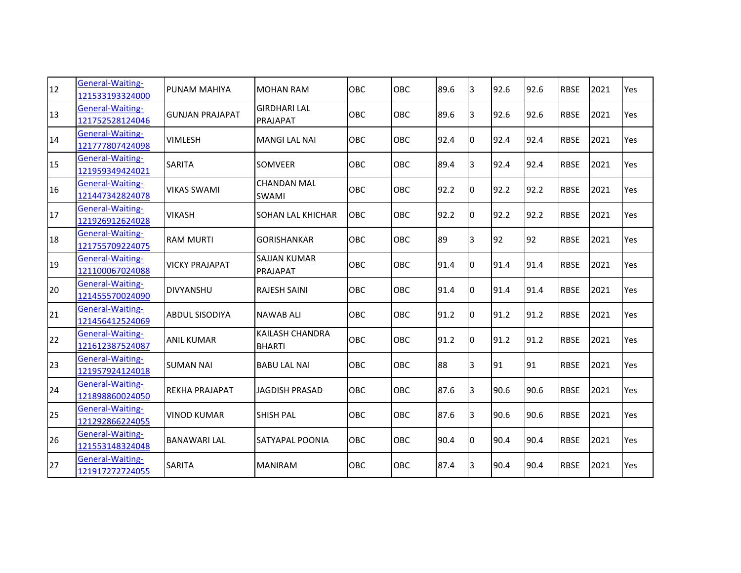| | | | | | | | | | | | | |
|---|---|---|---|---|---|---|---|---|---|---|---|---|
| 12 | General-Waiting-121533193324000 | PUNAM MAHIYA | MOHAN RAM | OBC | OBC | 89.6 | 3 | 92.6 | 92.6 | RBSE | 2021 | Yes |
| 13 | General-Waiting-121752528124046 | GUNJAN PRAJAPAT | GIRDHARI LAL PRAJAPAT | OBC | OBC | 89.6 | 3 | 92.6 | 92.6 | RBSE | 2021 | Yes |
| 14 | General-Waiting-121777807424098 | VIMLESH | MANGI LAL NAI | OBC | OBC | 92.4 | 0 | 92.4 | 92.4 | RBSE | 2021 | Yes |
| 15 | General-Waiting-121959349424021 | SARITA | SOMVEER | OBC | OBC | 89.4 | 3 | 92.4 | 92.4 | RBSE | 2021 | Yes |
| 16 | General-Waiting-121447342824078 | VIKAS SWAMI | CHANDAN MAL SWAMI | OBC | OBC | 92.2 | 0 | 92.2 | 92.2 | RBSE | 2021 | Yes |
| 17 | General-Waiting-121926912624028 | VIKASH | SOHAN LAL KHICHAR | OBC | OBC | 92.2 | 0 | 92.2 | 92.2 | RBSE | 2021 | Yes |
| 18 | General-Waiting-121755709224075 | RAM MURTI | GORISHANKAR | OBC | OBC | 89 | 3 | 92 | 92 | RBSE | 2021 | Yes |
| 19 | General-Waiting-121100067024088 | VICKY PRAJAPAT | SAJJAN KUMAR PRAJAPAT | OBC | OBC | 91.4 | 0 | 91.4 | 91.4 | RBSE | 2021 | Yes |
| 20 | General-Waiting-121455570024090 | DIVYANSHU | RAJESH SAINI | OBC | OBC | 91.4 | 0 | 91.4 | 91.4 | RBSE | 2021 | Yes |
| 21 | General-Waiting-121456412524069 | ABDUL SISODIYA | NAWAB ALI | OBC | OBC | 91.2 | 0 | 91.2 | 91.2 | RBSE | 2021 | Yes |
| 22 | General-Waiting-121612387524087 | ANIL KUMAR | KAILASH CHANDRA BHARTI | OBC | OBC | 91.2 | 0 | 91.2 | 91.2 | RBSE | 2021 | Yes |
| 23 | General-Waiting-121957924124018 | SUMAN NAI | BABU LAL NAI | OBC | OBC | 88 | 3 | 91 | 91 | RBSE | 2021 | Yes |
| 24 | General-Waiting-121898860024050 | REKHA PRAJAPAT | JAGDISH PRASAD | OBC | OBC | 87.6 | 3 | 90.6 | 90.6 | RBSE | 2021 | Yes |
| 25 | General-Waiting-121292866224055 | VINOD KUMAR | SHISH PAL | OBC | OBC | 87.6 | 3 | 90.6 | 90.6 | RBSE | 2021 | Yes |
| 26 | General-Waiting-121553148324048 | BANAWARI LAL | SATYAPAL POONIA | OBC | OBC | 90.4 | 0 | 90.4 | 90.4 | RBSE | 2021 | Yes |
| 27 | General-Waiting-121917272724055 | SARITA | MANIRAM | OBC | OBC | 87.4 | 3 | 90.4 | 90.4 | RBSE | 2021 | Yes |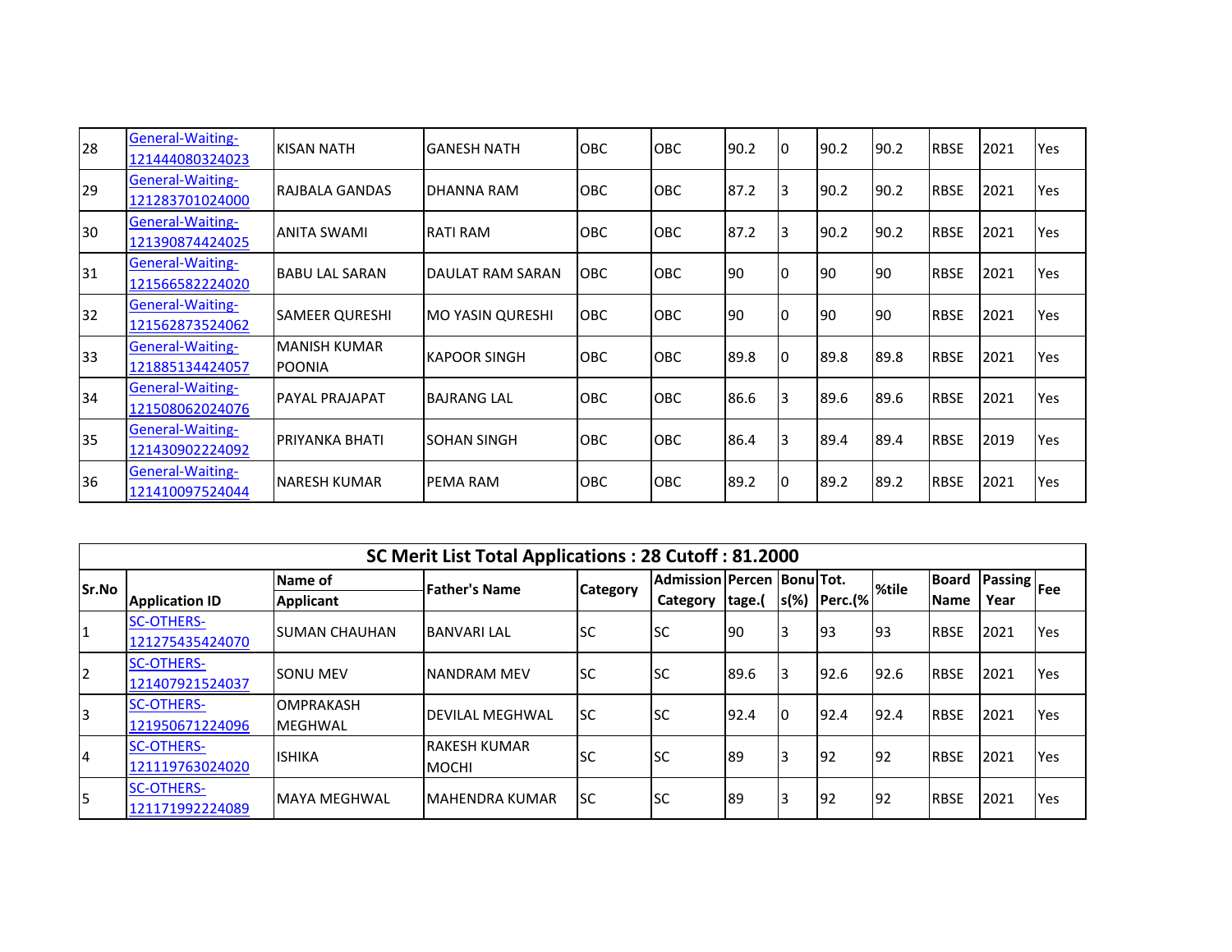| | | | | | | | | | | | | |
|---|---|---|---|---|---|---|---|---|---|---|---|---|
| 28 | General-Waiting-121444080324023 | KISAN NATH | GANESH NATH | OBC | OBC | 90.2 | 0 | 90.2 | 90.2 | RBSE | 2021 | Yes |
| 29 | General-Waiting-121283701024000 | RAJBALA GANDAS | DHANNA RAM | OBC | OBC | 87.2 | 3 | 90.2 | 90.2 | RBSE | 2021 | Yes |
| 30 | General-Waiting-121390874424025 | ANITA SWAMI | RATI RAM | OBC | OBC | 87.2 | 3 | 90.2 | 90.2 | RBSE | 2021 | Yes |
| 31 | General-Waiting-121566582224020 | BABU LAL SARAN | DAULAT RAM SARAN | OBC | OBC | 90 | 0 | 90 | 90 | RBSE | 2021 | Yes |
| 32 | General-Waiting-121562873524062 | SAMEER QURESHI | MO YASIN QURESHI | OBC | OBC | 90 | 0 | 90 | 90 | RBSE | 2021 | Yes |
| 33 | General-Waiting-121885134424057 | MANISH KUMAR POONIA | KAPOOR SINGH | OBC | OBC | 89.8 | 0 | 89.8 | 89.8 | RBSE | 2021 | Yes |
| 34 | General-Waiting-121508062024076 | PAYAL PRAJAPAT | BAJRANG LAL | OBC | OBC | 86.6 | 3 | 89.6 | 89.6 | RBSE | 2021 | Yes |
| 35 | General-Waiting-121430902224092 | PRIYANKA BHATI | SOHAN SINGH | OBC | OBC | 86.4 | 3 | 89.4 | 89.4 | RBSE | 2019 | Yes |
| 36 | General-Waiting-121410097524044 | NARESH KUMAR | PEMA RAM | OBC | OBC | 89.2 | 0 | 89.2 | 89.2 | RBSE | 2021 | Yes |

**SC Merit List Total Applications : 28 Cutoff : 81.2000**

| Sr.No | Application ID | Name of Applicant | Father's Name | Category | Admission Category | Percentage.( | Bonus(%) | Tot. Perc.(% | %tile | Board Name | Passing Year | Fee |
|---|---|---|---|---|---|---|---|---|---|---|---|---|
| 1 | SC-OTHERS-121275435424070 | SUMAN CHAUHAN | BANVARI LAL | SC | SC | 90 | 3 | 93 | 93 | RBSE | 2021 | Yes |
| 2 | SC-OTHERS-121407921524037 | SONU MEV | NANDRAM MEV | SC | SC | 89.6 | 3 | 92.6 | 92.6 | RBSE | 2021 | Yes |
| 3 | SC-OTHERS-121950671224096 | OMPRAKASH MEGHWAL | DEVILAL MEGHWAL | SC | SC | 92.4 | 0 | 92.4 | 92.4 | RBSE | 2021 | Yes |
| 4 | SC-OTHERS-121119763024020 | ISHIKA | RAKESH KUMAR MOCHI | SC | SC | 89 | 3 | 92 | 92 | RBSE | 2021 | Yes |
| 5 | SC-OTHERS-121171992224089 | MAYA MEGHWAL | MAHENDRA KUMAR | SC | SC | 89 | 3 | 92 | 92 | RBSE | 2021 | Yes |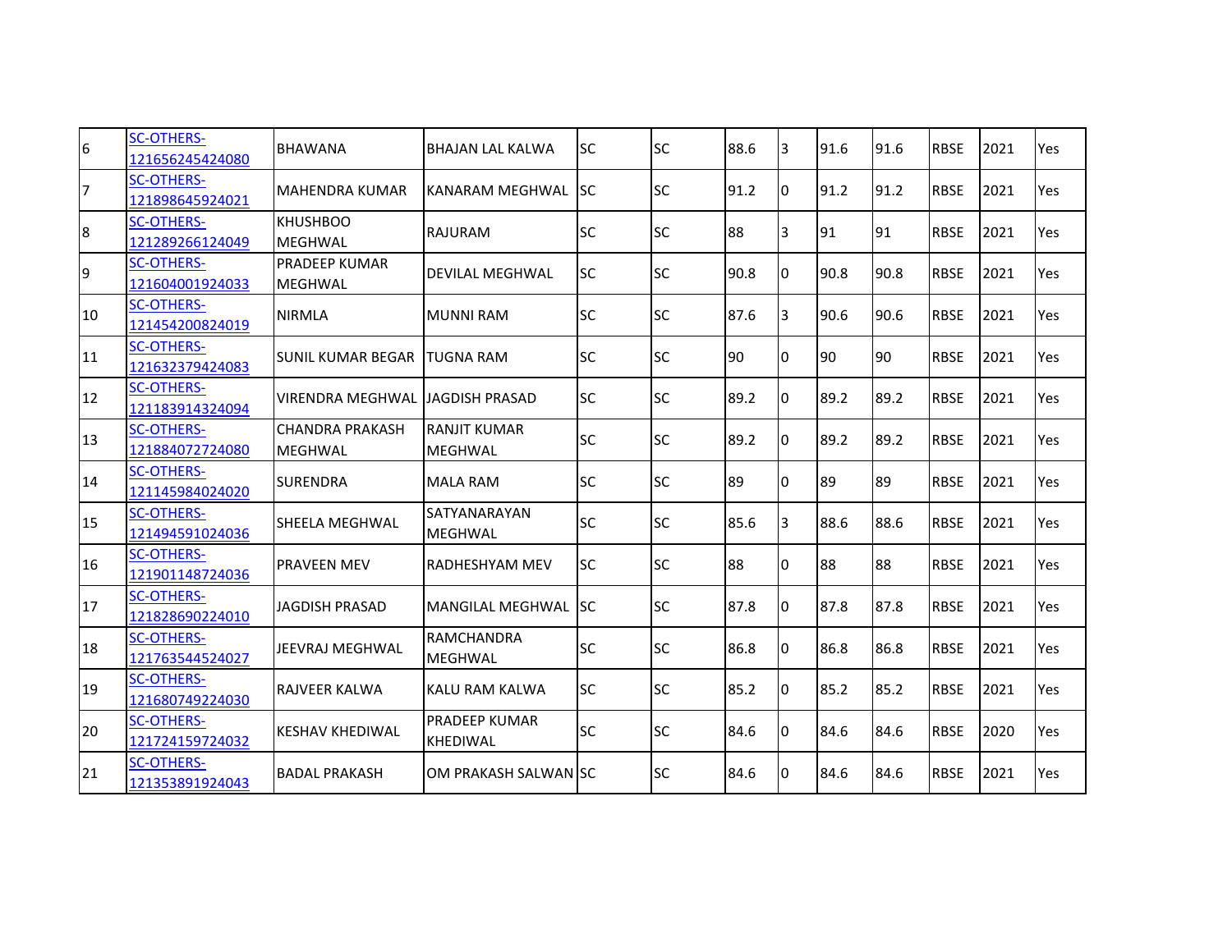| 6 | SC-OTHERS-121656245424080 | BHAWANA | BHAJAN LAL KALWA | SC | SC | 88.6 | 3 | 91.6 | 91.6 | RBSE | 2021 | Yes |
|---|---|---|---|---|---|---|---|---|---|---|---|---|
| 7 | SC-OTHERS-121898645924021 | MAHENDRA KUMAR | KANARAM MEGHWAL | SC | SC | 91.2 | 0 | 91.2 | 91.2 | RBSE | 2021 | Yes |
| 8 | SC-OTHERS-121289266124049 | KHUSHBOO MEGHWAL | RAJURAM | SC | SC | 88 | 3 | 91 | 91 | RBSE | 2021 | Yes |
| 9 | SC-OTHERS-121604001924033 | PRADEEP KUMAR MEGHWAL | DEVILAL MEGHWAL | SC | SC | 90.8 | 0 | 90.8 | 90.8 | RBSE | 2021 | Yes |
| 10 | SC-OTHERS-121454200824019 | NIRMLA | MUNNI RAM | SC | SC | 87.6 | 3 | 90.6 | 90.6 | RBSE | 2021 | Yes |
| 11 | SC-OTHERS-121632379424083 | SUNIL KUMAR BEGAR | TUGNA RAM | SC | SC | 90 | 0 | 90 | 90 | RBSE | 2021 | Yes |
| 12 | SC-OTHERS-121183914324094 | VIRENDRA MEGHWAL | JAGDISH PRASAD | SC | SC | 89.2 | 0 | 89.2 | 89.2 | RBSE | 2021 | Yes |
| 13 | SC-OTHERS-121884072724080 | CHANDRA PRAKASH MEGHWAL | RANJIT KUMAR MEGHWAL | SC | SC | 89.2 | 0 | 89.2 | 89.2 | RBSE | 2021 | Yes |
| 14 | SC-OTHERS-121145984024020 | SURENDRA | MALA RAM | SC | SC | 89 | 0 | 89 | 89 | RBSE | 2021 | Yes |
| 15 | SC-OTHERS-121494591024036 | SHEELA MEGHWAL | SATYANARAYAN MEGHWAL | SC | SC | 85.6 | 3 | 88.6 | 88.6 | RBSE | 2021 | Yes |
| 16 | SC-OTHERS-121901148724036 | PRAVEEN MEV | RADHESHYAM MEV | SC | SC | 88 | 0 | 88 | 88 | RBSE | 2021 | Yes |
| 17 | SC-OTHERS-121828690224010 | JAGDISH PRASAD | MANGILAL MEGHWAL | SC | SC | 87.8 | 0 | 87.8 | 87.8 | RBSE | 2021 | Yes |
| 18 | SC-OTHERS-121763544524027 | JEEVRAJ MEGHWAL | RAMCHANDRA MEGHWAL | SC | SC | 86.8 | 0 | 86.8 | 86.8 | RBSE | 2021 | Yes |
| 19 | SC-OTHERS-121680749224030 | RAJVEER KALWA | KALU RAM KALWA | SC | SC | 85.2 | 0 | 85.2 | 85.2 | RBSE | 2021 | Yes |
| 20 | SC-OTHERS-121724159724032 | KESHAV KHEDIWAL | PRADEEP KUMAR KHEDIWAL | SC | SC | 84.6 | 0 | 84.6 | 84.6 | RBSE | 2020 | Yes |
| 21 | SC-OTHERS-121353891924043 | BADAL PRAKASH | OM PRAKASH SALWAN | SC | SC | 84.6 | 0 | 84.6 | 84.6 | RBSE | 2021 | Yes |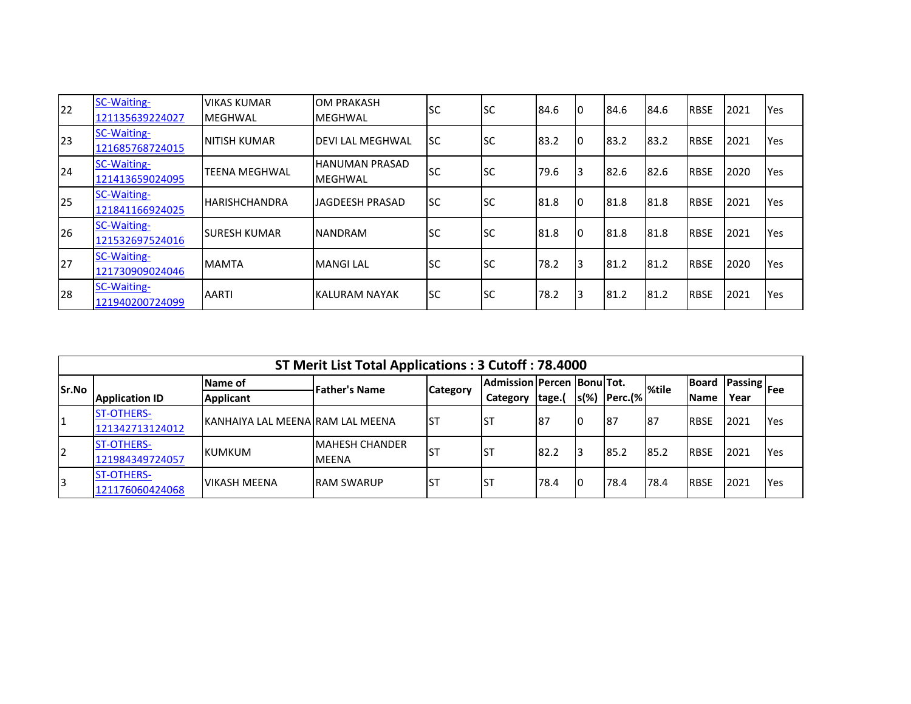| | | | | | | | | | | | | |
|---|---|---|---|---|---|---|---|---|---|---|---|---|
| 22 | SC-Waiting-121135639224027 | VIKAS KUMAR MEGHWAL | OM PRAKASH MEGHWAL | SC | SC | 84.6 | 0 | 84.6 | 84.6 | RBSE | 2021 | Yes |
| 23 | SC-Waiting-121685768724015 | NITISH KUMAR | DEVI LAL MEGHWAL | SC | SC | 83.2 | 0 | 83.2 | 83.2 | RBSE | 2021 | Yes |
| 24 | SC-Waiting-121413659024095 | TEENA MEGHWAL | HANUMAN PRASAD MEGHWAL | SC | SC | 79.6 | 3 | 82.6 | 82.6 | RBSE | 2020 | Yes |
| 25 | SC-Waiting-121841166924025 | HARISHCHANDRA | JAGDEESH PRASAD | SC | SC | 81.8 | 0 | 81.8 | 81.8 | RBSE | 2021 | Yes |
| 26 | SC-Waiting-121532697524016 | SURESH KUMAR | NANDRAM | SC | SC | 81.8 | 0 | 81.8 | 81.8 | RBSE | 2021 | Yes |
| 27 | SC-Waiting-121730909024046 | MAMTA | MANGI LAL | SC | SC | 78.2 | 3 | 81.2 | 81.2 | RBSE | 2020 | Yes |
| 28 | SC-Waiting-121940200724099 | AARTI | KALURAM NAYAK | SC | SC | 78.2 | 3 | 81.2 | 81.2 | RBSE | 2021 | Yes |

**ST Merit List Total Applications : 3 Cutoff : 78.4000**

| Sr.No | Application ID | Name of Applicant | Father's Name | Category | Admission Category | Percentage.( | Bonus(%) | Tot. Perc.(% | %tile | Board Name | Passing Year | Fee |
|---|---|---|---|---|---|---|---|---|---|---|---|---|
| 1 | ST-OTHERS-121342713124012 | KANHAIYA LAL MEENA | RAM LAL MEENA | ST | ST | 87 | 0 | 87 | 87 | RBSE | 2021 | Yes |
| 2 | ST-OTHERS-121984349724057 | KUMKUM | MAHESH CHANDER MEENA | ST | ST | 82.2 | 3 | 85.2 | 85.2 | RBSE | 2021 | Yes |
| 3 | ST-OTHERS-121176060424068 | VIKASH MEENA | RAM SWARUP | ST | ST | 78.4 | 0 | 78.4 | 78.4 | RBSE | 2021 | Yes |